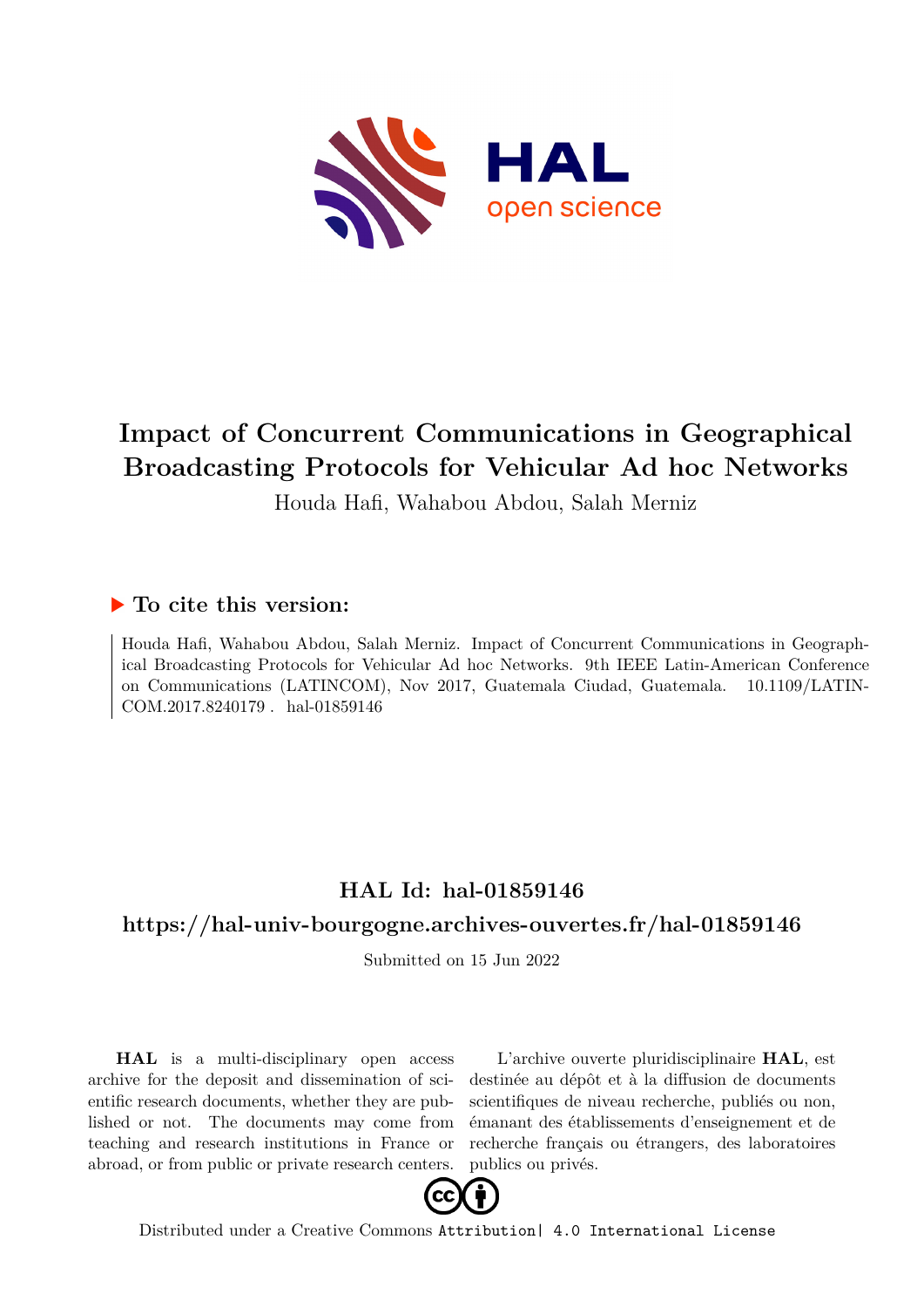# Impact of Concurrent Communications in Geographical Broadcasting Protocols for Vehicular Ad hoc Networks

Houda Hafi, Wahabou Abdou, Salah Merniz

## ▶ To cite this version:

Houda Hafi, Wahabou Abdou, Salah Merniz. Impact of Concurrent Communications in Geographical Broadcasting Protocols for Vehicular Ad hoc Networks. 9th IEEE Latin-American Conference on Communications (LATINCOM), Nov 2017, Guatemala Ciudad, Guatemala. 10.1109/LATINCOM.2017.8240179 . hal-01859146

## HAL Id: hal-01859146

## https://hal-univ-bourgogne.archives-ouvertes.fr/hal-01859146

Submitted on 15 Jun 2022

**HAL** is a multi-disciplinary open access archive for the deposit and dissemination of scientific research documents, whether they are published or not. The documents may come from teaching and research institutions in France or abroad, or from public or private research centers.

L'archive ouverte pluridisciplinaire **HAL**, est destinée au dépôt et à la diffusion de documents scientifiques de niveau recherche, publiés ou non, émanant des établissements d'enseignement et de recherche français ou étrangers, des laboratoires publics ou privés.

Distributed under a Creative Commons Attribution| 4.0 International License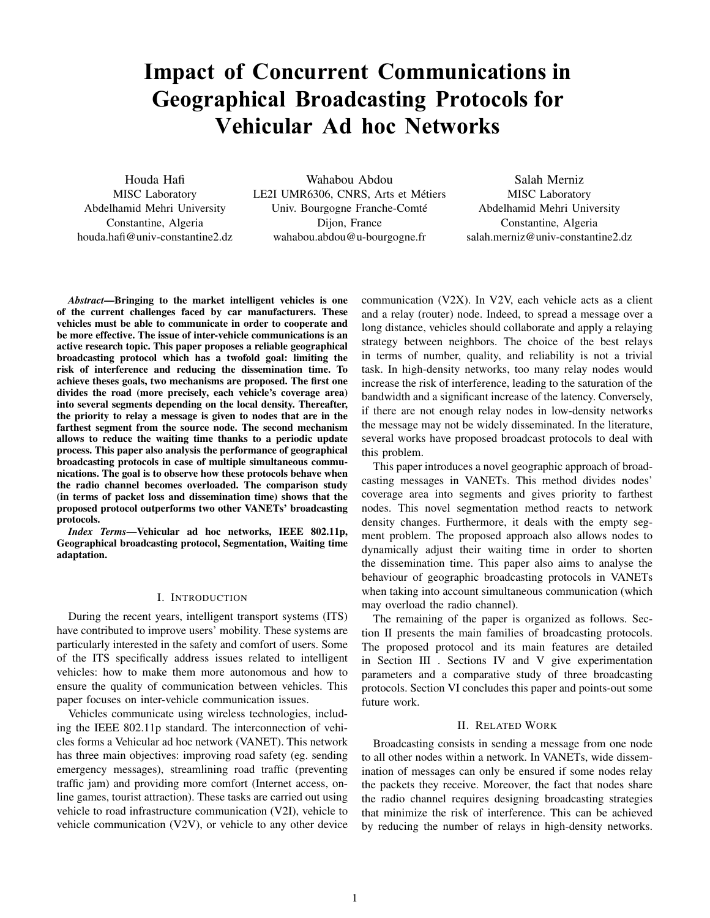# Impact of Concurrent Communications in Geographical Broadcasting Protocols for Vehicular Ad hoc Networks

Houda Hafi
MISC Laboratory
Abdelhamid Mehri University
Constantine, Algeria
houda.hafi@univ-constantine2.dz

Wahabou Abdou
LE2I UMR6306, CNRS, Arts et Métiers
Univ. Bourgogne Franche-Comté
Dijon, France
wahabou.abdou@u-bourgogne.fr

Salah Merniz
MISC Laboratory
Abdelhamid Mehri University
Constantine, Algeria
salah.merniz@univ-constantine2.dz

***Abstract*—Bringing to the market intelligent vehicles is one of the current challenges faced by car manufacturers. These vehicles must be able to communicate in order to cooperate and be more effective. The issue of inter-vehicle communications is an active research topic. This paper proposes a reliable geographical broadcasting protocol which has a twofold goal: limiting the risk of interference and reducing the dissemination time. To achieve theses goals, two mechanisms are proposed. The first one divides the road (more precisely, each vehicle's coverage area) into several segments depending on the local density. Thereafter, the priority to relay a message is given to nodes that are in the farthest segment from the source node. The second mechanism allows to reduce the waiting time thanks to a periodic update process. This paper also analysis the performance of geographical broadcasting protocols in case of multiple simultaneous communications. The goal is to observe how these protocols behave when the radio channel becomes overloaded. The comparison study (in terms of packet loss and dissemination time) shows that the proposed protocol outperforms two other VANETs' broadcasting protocols.**

***Index Terms*—Vehicular ad hoc networks, IEEE 802.11p, Geographical broadcasting protocol, Segmentation, Waiting time adaptation.**

## I. Introduction

During the recent years, intelligent transport systems (ITS) have contributed to improve users' mobility. These systems are particularly interested in the safety and comfort of users. Some of the ITS specifically address issues related to intelligent vehicles: how to make them more autonomous and how to ensure the quality of communication between vehicles. This paper focuses on inter-vehicle communication issues.

Vehicles communicate using wireless technologies, including the IEEE 802.11p standard. The interconnection of vehicles forms a Vehicular ad hoc network (VANET). This network has three main objectives: improving road safety (eg. sending emergency messages), streamlining road traffic (preventing traffic jam) and providing more comfort (Internet access, online games, tourist attraction). These tasks are carried out using vehicle to road infrastructure communication (V2I), vehicle to vehicle communication (V2V), or vehicle to any other device communication (V2X). In V2V, each vehicle acts as a client and a relay (router) node. Indeed, to spread a message over a long distance, vehicles should collaborate and apply a relaying strategy between neighbors. The choice of the best relays in terms of number, quality, and reliability is not a trivial task. In high-density networks, too many relay nodes would increase the risk of interference, leading to the saturation of the bandwidth and a significant increase of the latency. Conversely, if there are not enough relay nodes in low-density networks the message may not be widely disseminated. In the literature, several works have proposed broadcast protocols to deal with this problem.

This paper introduces a novel geographic approach of broadcasting messages in VANETs. This method divides nodes' coverage area into segments and gives priority to farthest nodes. This novel segmentation method reacts to network density changes. Furthermore, it deals with the empty segment problem. The proposed approach also allows nodes to dynamically adjust their waiting time in order to shorten the dissemination time. This paper also aims to analyse the behaviour of geographic broadcasting protocols in VANETs when taking into account simultaneous communication (which may overload the radio channel).

The remaining of the paper is organized as follows. Section II presents the main families of broadcasting protocols. The proposed protocol and its main features are detailed in Section III . Sections IV and V give experimentation parameters and a comparative study of three broadcasting protocols. Section VI concludes this paper and points-out some future work.

## II. Related Work

Broadcasting consists in sending a message from one node to all other nodes within a network. In VANETs, wide dissemination of messages can only be ensured if some nodes relay the packets they receive. Moreover, the fact that nodes share the radio channel requires designing broadcasting strategies that minimize the risk of interference. This can be achieved by reducing the number of relays in high-density networks.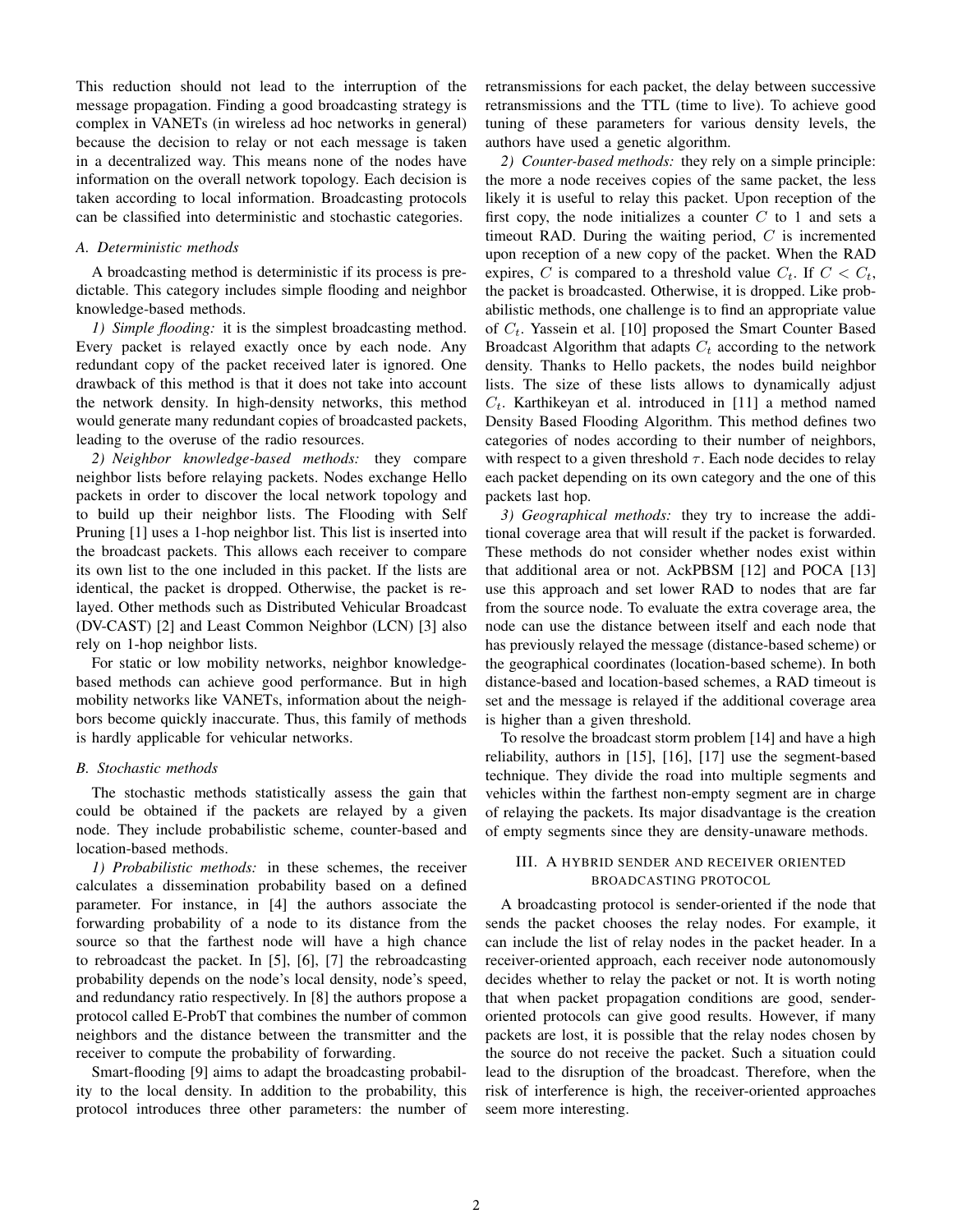This reduction should not lead to the interruption of the message propagation. Finding a good broadcasting strategy is complex in VANETs (in wireless ad hoc networks in general) because the decision to relay or not each message is taken in a decentralized way. This means none of the nodes have information on the overall network topology. Each decision is taken according to local information. Broadcasting protocols can be classified into deterministic and stochastic categories.

### A. Deterministic methods

A broadcasting method is deterministic if its process is predictable. This category includes simple flooding and neighbor knowledge-based methods.

*1) Simple flooding:* it is the simplest broadcasting method. Every packet is relayed exactly once by each node. Any redundant copy of the packet received later is ignored. One drawback of this method is that it does not take into account the network density. In high-density networks, this method would generate many redundant copies of broadcasted packets, leading to the overuse of the radio resources.

*2) Neighbor knowledge-based methods:* they compare neighbor lists before relaying packets. Nodes exchange Hello packets in order to discover the local network topology and to build up their neighbor lists. The Flooding with Self Pruning [1] uses a 1-hop neighbor list. This list is inserted into the broadcast packets. This allows each receiver to compare its own list to the one included in this packet. If the lists are identical, the packet is dropped. Otherwise, the packet is relayed. Other methods such as Distributed Vehicular Broadcast (DV-CAST) [2] and Least Common Neighbor (LCN) [3] also rely on 1-hop neighbor lists.

For static or low mobility networks, neighbor knowledge-based methods can achieve good performance. But in high mobility networks like VANETs, information about the neighbors become quickly inaccurate. Thus, this family of methods is hardly applicable for vehicular networks.

### B. Stochastic methods

The stochastic methods statistically assess the gain that could be obtained if the packets are relayed by a given node. They include probabilistic scheme, counter-based and location-based methods.

*1) Probabilistic methods:* in these schemes, the receiver calculates a dissemination probability based on a defined parameter. For instance, in [4] the authors associate the forwarding probability of a node to its distance from the source so that the farthest node will have a high chance to rebroadcast the packet. In [5], [6], [7] the rebroadcasting probability depends on the node's local density, node's speed, and redundancy ratio respectively. In [8] the authors propose a protocol called E-ProbT that combines the number of common neighbors and the distance between the transmitter and the receiver to compute the probability of forwarding.

Smart-flooding [9] aims to adapt the broadcasting probability to the local density. In addition to the probability, this protocol introduces three other parameters: the number of retransmissions for each packet, the delay between successive retransmissions and the TTL (time to live). To achieve good tuning of these parameters for various density levels, the authors have used a genetic algorithm.

*2) Counter-based methods:* they rely on a simple principle: the more a node receives copies of the same packet, the less likely it is useful to relay this packet. Upon reception of the first copy, the node initializes a counter $C$ to 1 and sets a timeout RAD. During the waiting period, $C$ is incremented upon reception of a new copy of the packet. When the RAD expires, $C$ is compared to a threshold value $C_t$. If $C < C_t$, the packet is broadcasted. Otherwise, it is dropped. Like probabilistic methods, one challenge is to find an appropriate value of $C_t$. Yassein et al. [10] proposed the Smart Counter Based Broadcast Algorithm that adapts $C_t$ according to the network density. Thanks to Hello packets, the nodes build neighbor lists. The size of these lists allows to dynamically adjust $C_t$. Karthikeyan et al. introduced in [11] a method named Density Based Flooding Algorithm. This method defines two categories of nodes according to their number of neighbors, with respect to a given threshold $\tau$. Each node decides to relay each packet depending on its own category and the one of this packets last hop.

*3) Geographical methods:* they try to increase the additional coverage area that will result if the packet is forwarded. These methods do not consider whether nodes exist within that additional area or not. AckPBSM [12] and POCA [13] use this approach and set lower RAD to nodes that are far from the source node. To evaluate the extra coverage area, the node can use the distance between itself and each node that has previously relayed the message (distance-based scheme) or the geographical coordinates (location-based scheme). In both distance-based and location-based schemes, a RAD timeout is set and the message is relayed if the additional coverage area is higher than a given threshold.

To resolve the broadcast storm problem [14] and have a high reliability, authors in [15], [16], [17] use the segment-based technique. They divide the road into multiple segments and vehicles within the farthest non-empty segment are in charge of relaying the packets. Its major disadvantage is the creation of empty segments since they are density-unaware methods.

## III. A Hybrid Sender and Receiver Oriented Broadcasting Protocol

A broadcasting protocol is sender-oriented if the node that sends the packet chooses the relay nodes. For example, it can include the list of relay nodes in the packet header. In a receiver-oriented approach, each receiver node autonomously decides whether to relay the packet or not. It is worth noting that when packet propagation conditions are good, sender-oriented protocols can give good results. However, if many packets are lost, it is possible that the relay nodes chosen by the source do not receive the packet. Such a situation could lead to the disruption of the broadcast. Therefore, when the risk of interference is high, the receiver-oriented approaches seem more interesting.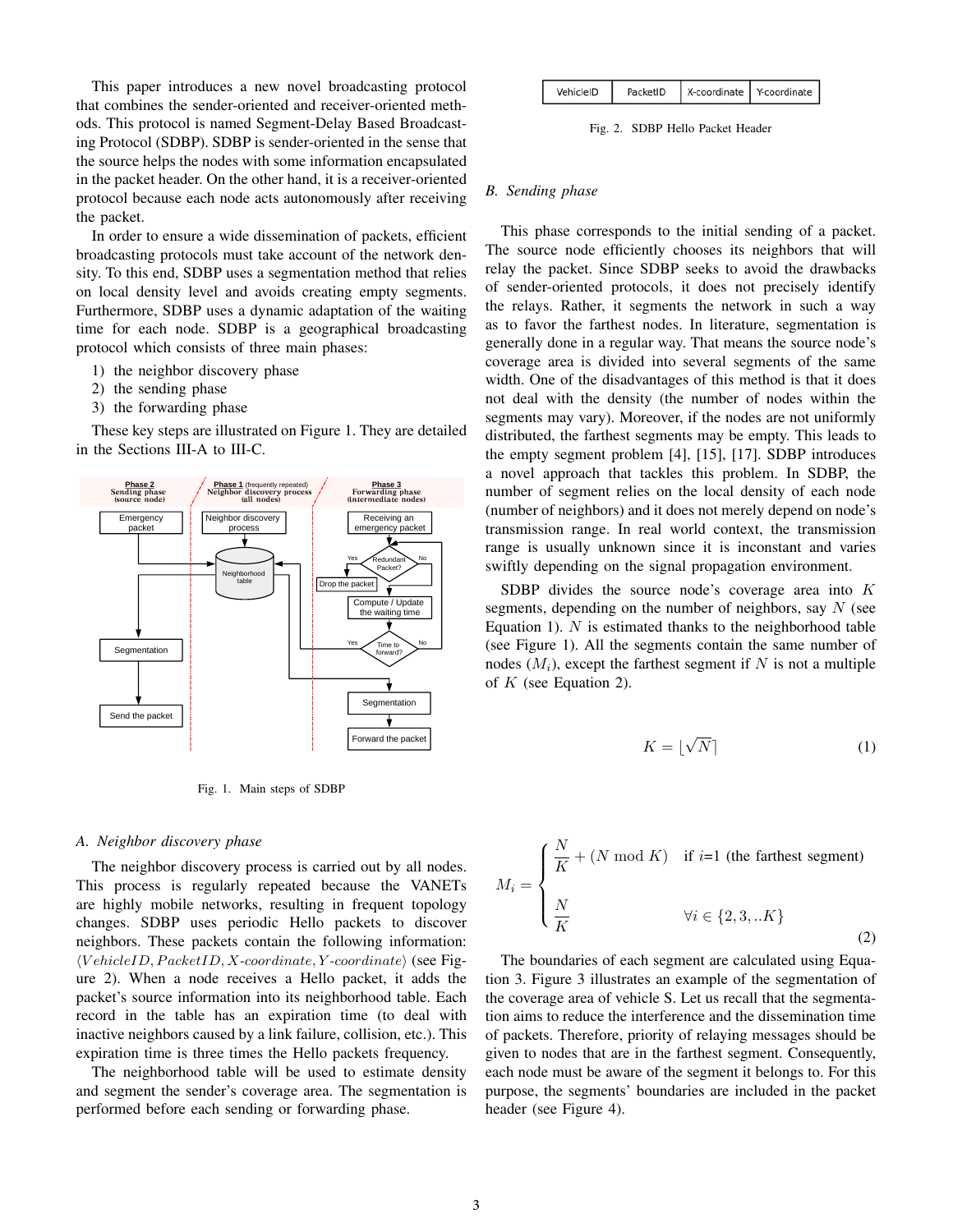This paper introduces a new novel broadcasting protocol that combines the sender-oriented and receiver-oriented methods. This protocol is named Segment-Delay Based Broadcasting Protocol (SDBP). SDBP is sender-oriented in the sense that the source helps the nodes with some information encapsulated in the packet header. On the other hand, it is a receiver-oriented protocol because each node acts autonomously after receiving the packet.

In order to ensure a wide dissemination of packets, efficient broadcasting protocols must take account of the network density. To this end, SDBP uses a segmentation method that relies on local density level and avoids creating empty segments. Furthermore, SDBP uses a dynamic adaptation of the waiting time for each node. SDBP is a geographical broadcasting protocol which consists of three main phases:

1) the neighbor discovery phase
2) the sending phase
3) the forwarding phase

These key steps are illustrated on Figure 1. They are detailed in the Sections III-A to III-C.

Fig. 1. Main steps of SDBP

### A. Neighbor discovery phase

The neighbor discovery process is carried out by all nodes. This process is regularly repeated because the VANETs are highly mobile networks, resulting in frequent topology changes. SDBP uses periodic Hello packets to discover neighbors. These packets contain the following information: $\langle VehicleID, PacketID, X\text{-}coordinate, Y\text{-}coordinate \rangle$ (see Figure 2). When a node receives a Hello packet, it adds the packet's source information into its neighborhood table. Each record in the table has an expiration time (to deal with inactive neighbors caused by a link failure, collision, etc.). This expiration time is three times the Hello packets frequency.

The neighborhood table will be used to estimate density and segment the sender's coverage area. The segmentation is performed before each sending or forwarding phase.

| VehicleID | PacketID | X-coordinate | Y-coordinate |
|---|---|---|---|

Fig. 2. SDBP Hello Packet Header

### B. Sending phase

This phase corresponds to the initial sending of a packet. The source node efficiently chooses its neighbors that will relay the packet. Since SDBP seeks to avoid the drawbacks of sender-oriented protocols, it does not precisely identify the relays. Rather, it segments the network in such a way as to favor the farthest nodes. In literature, segmentation is generally done in a regular way. That means the source node's coverage area is divided into several segments of the same width. One of the disadvantages of this method is that it does not deal with the density (the number of nodes within the segments may vary). Moreover, if the nodes are not uniformly distributed, the farthest segments may be empty. This leads to the empty segment problem [4], [15], [17]. SDBP introduces a novel approach that tackles this problem. In SDBP, the number of segment relies on the local density of each node (number of neighbors) and it does not merely depend on node's transmission range. In real world context, the transmission range is usually unknown since it is inconstant and varies swiftly depending on the signal propagation environment.

SDBP divides the source node's coverage area into $K$ segments, depending on the number of neighbors, say $N$ (see Equation 1). $N$ is estimated thanks to the neighborhood table (see Figure 1). All the segments contain the same number of nodes ($M_i$), except the farthest segment if $N$ is not a multiple of $K$ (see Equation 2).

$$K = \lfloor \sqrt{N} \rceil \tag{1}$$

$$M_i = \begin{cases} \dfrac{N}{K} + (N \bmod K) & \text{if } i\text{=1 (the farthest segment)} \\ \\ \dfrac{N}{K} & \forall i \in \{2, 3, ..K\} \end{cases} \tag{2}$$

The boundaries of each segment are calculated using Equation 3. Figure 3 illustrates an example of the segmentation of the coverage area of vehicle S. Let us recall that the segmentation aims to reduce the interference and the dissemination time of packets. Therefore, priority of relaying messages should be given to nodes that are in the farthest segment. Consequently, each node must be aware of the segment it belongs to. For this purpose, the segments' boundaries are included in the packet header (see Figure 4).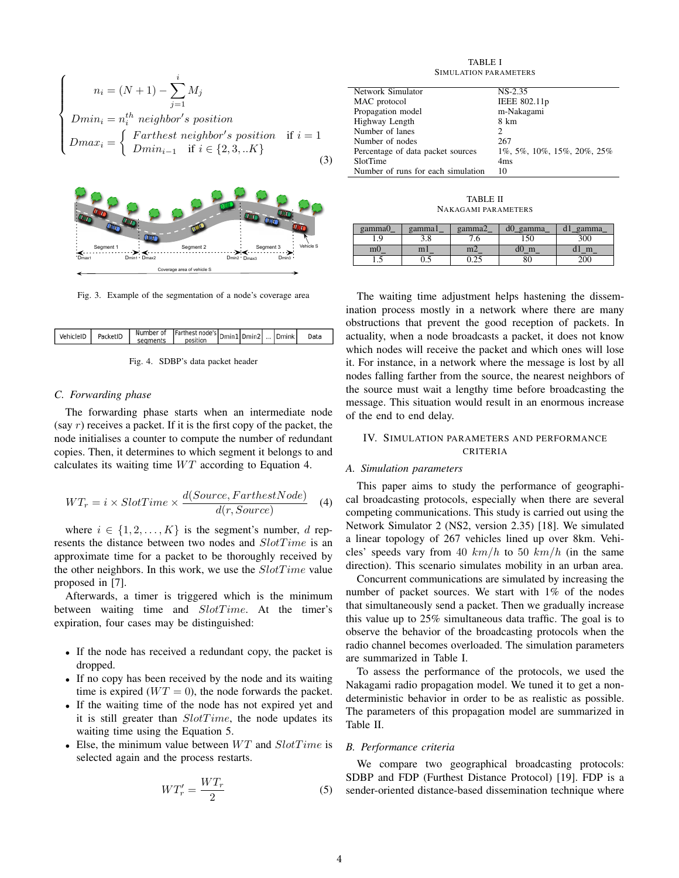$$
\begin{cases}
n_i = (N+1) - \sum_{j=1}^{i} M_j \\
Dmin_i = n_i^{th} \ neighbor's \ position \\
Dmax_i = \begin{cases} Farthest \ neighbor's \ position & \text{if } i = 1 \\ Dmin_{i-1} & \text{if } i \in \{2, 3, ..K\} \end{cases}
\end{cases}
\tag{3}
$$

Fig. 3. Example of the segmentation of a node's coverage area

| VehicleID | PacketID | Number of segments | Farthest node's position | Dmin1 | Dmin2 | ... | Dmink | Data |
|---|---|---|---|---|---|---|---|---|

Fig. 4. SDBP's data packet header

### C. Forwarding phase

The forwarding phase starts when an intermediate node (say $r$) receives a packet. If it is the first copy of the packet, the node initialises a counter to compute the number of redundant copies. Then, it determines to which segment it belongs to and calculates its waiting time $WT$ according to Equation 4.

$$
WT_r = i \times SlotTime \times \frac{d(Source, FarthestNode)}{d(r, Source)} \tag{4}
$$

where $i \in \{1, 2, \ldots, K\}$ is the segment's number, $d$ represents the distance between two nodes and $SlotTime$ is an approximate time for a packet to be thoroughly received by the other neighbors. In this work, we use the $SlotTime$ value proposed in [7].

Afterwards, a timer is triggered which is the minimum between waiting time and $SlotTime$. At the timer's expiration, four cases may be distinguished:

- If the node has received a redundant copy, the packet is dropped.
- If no copy has been received by the node and its waiting time is expired ($WT = 0$), the node forwards the packet.
- If the waiting time of the node has not expired yet and it is still greater than $SlotTime$, the node updates its waiting time using the Equation 5.
- Else, the minimum value between $WT$ and $SlotTime$ is selected again and the process restarts.

$$
WT'_r = \frac{WT_r}{2} \tag{5}
$$

TABLE I
SIMULATION PARAMETERS

| | |
|---|---|
| Network Simulator | NS-2.35 |
| MAC protocol | IEEE 802.11p |
| Propagation model | m-Nakagami |
| Highway Length | 8 km |
| Number of lanes | 2 |
| Number of nodes | 267 |
| Percentage of data packet sources | 1%, 5%, 10%, 15%, 20%, 25% |
| SlotTime | 4ms |
| Number of runs for each simulation | 10 |

TABLE II
NAKAGAMI PARAMETERS

| gamma0_ | gamma1_ | gamma2_ | d0_gamma_ | d1_gamma_ |
|---|---|---|---|---|
| 1.9 | 3.8 | 7.6 | 150 | 300 |
| m0_ | m1_ | m2_ | d0_m_ | d1_m_ |
| 1.5 | 0.5 | 0.25 | 80 | 200 |

The waiting time adjustment helps hastening the dissemination process mostly in a network where there are many obstructions that prevent the good reception of packets. In actuality, when a node broadcasts a packet, it does not know which nodes will receive the packet and which ones will lose it. For instance, in a network where the message is lost by all nodes falling farther from the source, the nearest neighbors of the source must wait a lengthy time before broadcasting the message. This situation would result in an enormous increase of the end to end delay.

## IV. Simulation Parameters and Performance Criteria

### A. Simulation parameters

This paper aims to study the performance of geographical broadcasting protocols, especially when there are several competing communications. This study is carried out using the Network Simulator 2 (NS2, version 2.35) [18]. We simulated a linear topology of 267 vehicles lined up over 8km. Vehicles' speeds vary from $40\ km/h$ to $50\ km/h$ (in the same direction). This scenario simulates mobility in an urban area.

Concurrent communications are simulated by increasing the number of packet sources. We start with 1% of the nodes that simultaneously send a packet. Then we gradually increase this value up to 25% simultaneous data traffic. The goal is to observe the behavior of the broadcasting protocols when the radio channel becomes overloaded. The simulation parameters are summarized in Table I.

To assess the performance of the protocols, we used the Nakagami radio propagation model. We tuned it to get a non-deterministic behavior in order to be as realistic as possible. The parameters of this propagation model are summarized in Table II.

### B. Performance criteria

We compare two geographical broadcasting protocols: SDBP and FDP (Furthest Distance Protocol) [19]. FDP is a sender-oriented distance-based dissemination technique where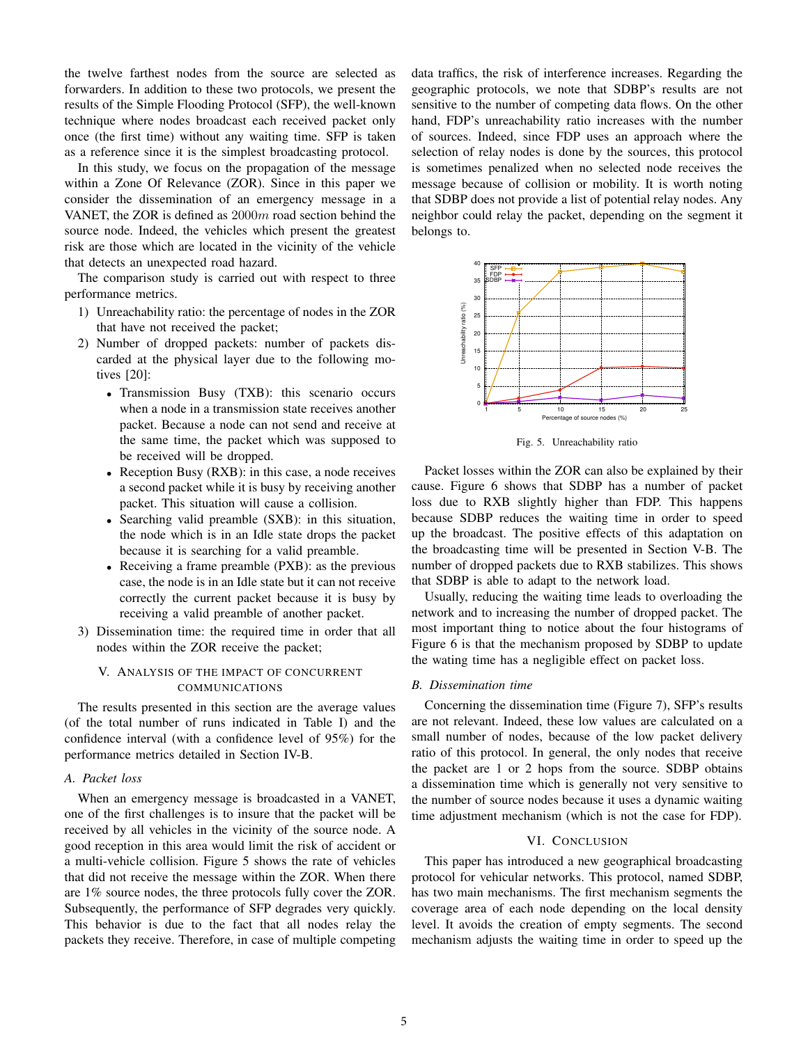the twelve farthest nodes from the source are selected as forwarders. In addition to these two protocols, we present the results of the Simple Flooding Protocol (SFP), the well-known technique where nodes broadcast each received packet only once (the first time) without any waiting time. SFP is taken as a reference since it is the simplest broadcasting protocol.

In this study, we focus on the propagation of the message within a Zone Of Relevance (ZOR). Since in this paper we consider the dissemination of an emergency message in a VANET, the ZOR is defined as $2000m$ road section behind the source node. Indeed, the vehicles which present the greatest risk are those which are located in the vicinity of the vehicle that detects an unexpected road hazard.

The comparison study is carried out with respect to three performance metrics.

1) Unreachability ratio: the percentage of nodes in the ZOR that have not received the packet;
2) Number of dropped packets: number of packets discarded at the physical layer due to the following motives [20]:
   - Transmission Busy (TXB): this scenario occurs when a node in a transmission state receives another packet. Because a node can not send and receive at the same time, the packet which was supposed to be received will be dropped.
   - Reception Busy (RXB): in this case, a node receives a second packet while it is busy by receiving another packet. This situation will cause a collision.
   - Searching valid preamble (SXB): in this situation, the node which is in an Idle state drops the packet because it is searching for a valid preamble.
   - Receiving a frame preamble (PXB): as the previous case, the node is in an Idle state but it can not receive correctly the current packet because it is busy by receiving a valid preamble of another packet.
3) Dissemination time: the required time in order that all nodes within the ZOR receive the packet;

## V. Analysis of the impact of concurrent communications

The results presented in this section are the average values (of the total number of runs indicated in Table I) and the confidence interval (with a confidence level of 95%) for the performance metrics detailed in Section IV-B.

### A. Packet loss

When an emergency message is broadcasted in a VANET, one of the first challenges is to insure that the packet will be received by all vehicles in the vicinity of the source node. A good reception in this area would limit the risk of accident or a multi-vehicle collision. Figure 5 shows the rate of vehicles that did not receive the message within the ZOR. When there are 1% source nodes, the three protocols fully cover the ZOR. Subsequently, the performance of SFP degrades very quickly. This behavior is due to the fact that all nodes relay the packets they receive. Therefore, in case of multiple competing data traffics, the risk of interference increases. Regarding the geographic protocols, we note that SDBP's results are not sensitive to the number of competing data flows. On the other hand, FDP's unreachability ratio increases with the number of sources. Indeed, since FDP uses an approach where the selection of relay nodes is done by the sources, this protocol is sometimes penalized when no selected node receives the message because of collision or mobility. It is worth noting that SDBP does not provide a list of potential relay nodes. Any neighbor could relay the packet, depending on the segment it belongs to.

Fig. 5. Unreachability ratio

Packet losses within the ZOR can also be explained by their cause. Figure 6 shows that SDBP has a number of packet loss due to RXB slightly higher than FDP. This happens because SDBP reduces the waiting time in order to speed up the broadcast. The positive effects of this adaptation on the broadcasting time will be presented in Section V-B. The number of dropped packets due to RXB stabilizes. This shows that SDBP is able to adapt to the network load.

Usually, reducing the waiting time leads to overloading the network and to increasing the number of dropped packet. The most important thing to notice about the four histograms of Figure 6 is that the mechanism proposed by SDBP to update the wating time has a negligible effect on packet loss.

### B. Dissemination time

Concerning the dissemination time (Figure 7), SFP's results are not relevant. Indeed, these low values are calculated on a small number of nodes, because of the low packet delivery ratio of this protocol. In general, the only nodes that receive the packet are 1 or 2 hops from the source. SDBP obtains a dissemination time which is generally not very sensitive to the number of source nodes because it uses a dynamic waiting time adjustment mechanism (which is not the case for FDP).

## VI. Conclusion

This paper has introduced a new geographical broadcasting protocol for vehicular networks. This protocol, named SDBP, has two main mechanisms. The first mechanism segments the coverage area of each node depending on the local density level. It avoids the creation of empty segments. The second mechanism adjusts the waiting time in order to speed up the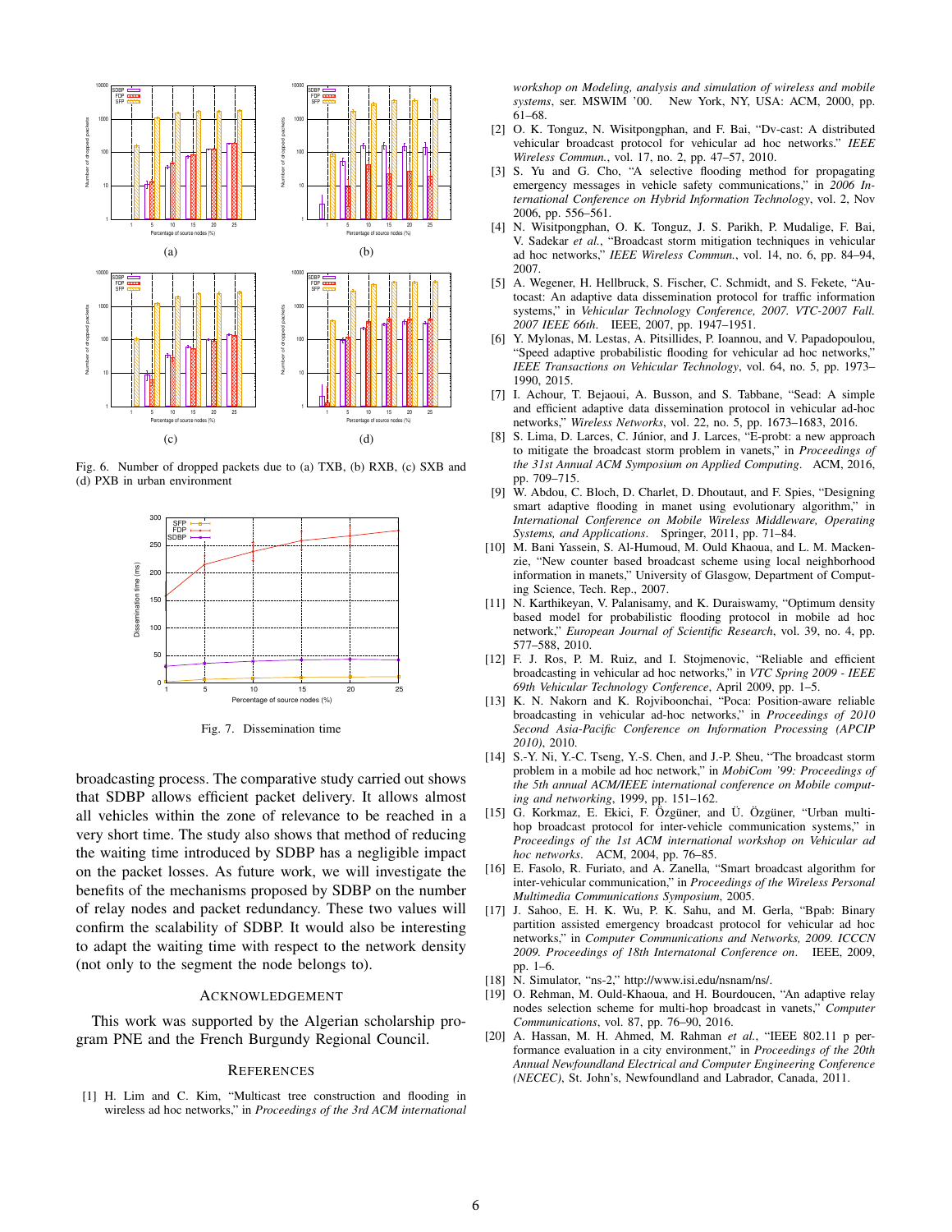10000
SDBP
FDP
SFP
1000
100
10
1
Number of dropped packets
1 5 10 15 20 25
Percentage of source nodes (%)

(a)

10000
SDBP
FDP
SFP
1000
100
10
1
Number of dropped packets
1 5 10 15 20 25
Percentage of source nodes (%)

(b)

10000
SDBP
FDP
SFP
1000
100
10
1
Number of dropped packets
1 5 10 15 20 25
Percentage of source nodes (%)

(c)

10000
SDBP
FDP
SFP
1000
100
10
1
Number of dropped packets
1 5 10 15 20 25
Percentage of source nodes (%)

(d)

Fig. 6. Number of dropped packets due to (a) TXB, (b) RXB, (c) SXB and (d) PXB in urban environment

300
250
200
150
100
50
0
SFP
FDP
SDBP
Dissemination time (ms)
1 5 10 15 20 25
Percentage of source nodes (%)

Fig. 7. Dissemination time

broadcasting process. The comparative study carried out shows that SDBP allows efficient packet delivery. It allows almost all vehicles within the zone of relevance to be reached in a very short time. The study also shows that method of reducing the waiting time introduced by SDBP has a negligible impact on the packet losses. As future work, we will investigate the benefits of the mechanisms proposed by SDBP on the number of relay nodes and packet redundancy. These two values will confirm the scalability of SDBP. It would also be interesting to adapt the waiting time with respect to the network density (not only to the segment the node belongs to).

## Acknowledgement

This work was supported by the Algerian scholarship program PNE and the French Burgundy Regional Council.

## References

[1] H. Lim and C. Kim, "Multicast tree construction and flooding in wireless ad hoc networks," in *Proceedings of the 3rd ACM international workshop on Modeling, analysis and simulation of wireless and mobile systems*, ser. MSWIM '00. New York, NY, USA: ACM, 2000, pp. 61–68.

[2] O. K. Tonguz, N. Wisitpongphan, and F. Bai, "Dv-cast: A distributed vehicular broadcast protocol for vehicular ad hoc networks." *IEEE Wireless Commun.*, vol. 17, no. 2, pp. 47–57, 2010.

[3] S. Yu and G. Cho, "A selective flooding method for propagating emergency messages in vehicle safety communications," in *2006 International Conference on Hybrid Information Technology*, vol. 2, Nov 2006, pp. 556–561.

[4] N. Wisitpongphan, O. K. Tonguz, J. S. Parikh, P. Mudalige, F. Bai, V. Sadekar *et al.*, "Broadcast storm mitigation techniques in vehicular ad hoc networks," *IEEE Wireless Commun.*, vol. 14, no. 6, pp. 84–94, 2007.

[5] A. Wegener, H. Hellbruck, S. Fischer, C. Schmidt, and S. Fekete, "Autocast: An adaptive data dissemination protocol for traffic information systems," in *Vehicular Technology Conference, 2007. VTC-2007 Fall. 2007 IEEE 66th*. IEEE, 2007, pp. 1947–1951.

[6] Y. Mylonas, M. Lestas, A. Pitsillides, P. Ioannou, and V. Papadopoulou, "Speed adaptive probabilistic flooding for vehicular ad hoc networks," *IEEE Transactions on Vehicular Technology*, vol. 64, no. 5, pp. 1973–1990, 2015.

[7] I. Achour, T. Bejaoui, A. Busson, and S. Tabbane, "Sead: A simple and efficient adaptive data dissemination protocol in vehicular ad-hoc networks," *Wireless Networks*, vol. 22, no. 5, pp. 1673–1683, 2016.

[8] S. Lima, D. Larces, C. Júnior, and J. Larces, "E-probt: a new approach to mitigate the broadcast storm problem in vanets," in *Proceedings of the 31st Annual ACM Symposium on Applied Computing*. ACM, 2016, pp. 709–715.

[9] W. Abdou, C. Bloch, D. Charlet, D. Dhoutaut, and F. Spies, "Designing smart adaptive flooding in manet using evolutionary algorithm," in *International Conference on Mobile Wireless Middleware, Operating Systems, and Applications*. Springer, 2011, pp. 71–84.

[10] M. Bani Yassein, S. Al-Humoud, M. Ould Khaoua, and L. M. Mackenzie, "New counter based broadcast scheme using local neighborhood information in manets," University of Glasgow, Department of Computing Science, Tech. Rep., 2007.

[11] N. Karthikeyan, V. Palanisamy, and K. Duraiswamy, "Optimum density based model for probabilistic flooding protocol in mobile ad hoc network," *European Journal of Scientific Research*, vol. 39, no. 4, pp. 577–588, 2010.

[12] F. J. Ros, P. M. Ruiz, and I. Stojmenovic, "Reliable and efficient broadcasting in vehicular ad hoc networks," in *VTC Spring 2009 - IEEE 69th Vehicular Technology Conference*, April 2009, pp. 1–5.

[13] K. N. Nakorn and K. Rojviboonchai, "Poca: Position-aware reliable broadcasting in vehicular ad-hoc networks," in *Proceedings of 2010 Second Asia-Pacific Conference on Information Processing (APCIP 2010)*, 2010.

[14] S.-Y. Ni, Y.-C. Tseng, Y.-S. Chen, and J.-P. Sheu, "The broadcast storm problem in a mobile ad hoc network," in *MobiCom '99: Proceedings of the 5th annual ACM/IEEE international conference on Mobile computing and networking*, 1999, pp. 151–162.

[15] G. Korkmaz, E. Ekici, F. Özgüner, and Ü. Özgüner, "Urban multi-hop broadcast protocol for inter-vehicle communication systems," in *Proceedings of the 1st ACM international workshop on Vehicular ad hoc networks*. ACM, 2004, pp. 76–85.

[16] E. Fasolo, R. Furiato, and A. Zanella, "Smart broadcast algorithm for inter-vehicular communication," in *Proceedings of the Wireless Personal Multimedia Communications Symposium*, 2005.

[17] J. Sahoo, E. H. K. Wu, P. K. Sahu, and M. Gerla, "Bpab: Binary partition assisted emergency broadcast protocol for vehicular ad hoc networks," in *Computer Communications and Networks, 2009. ICCCN 2009. Proceedings of 18th Internatonal Conference on*. IEEE, 2009, pp. 1–6.

[18] N. Simulator, "ns-2," http://www.isi.edu/nsnam/ns/.

[19] O. Rehman, M. Ould-Khaoua, and H. Bourdoucen, "An adaptive relay nodes selection scheme for multi-hop broadcast in vanets," *Computer Communications*, vol. 87, pp. 76–90, 2016.

[20] A. Hassan, M. H. Ahmed, M. A. Rahman *et al.*, "IEEE 802.11 p performance evaluation in a city environment," in *Proceedings of the 20th Annual Newfoundland Electrical and Computer Engineering Conference (NECEC)*, St. John's, Newfoundland and Labrador, Canada, 2011.